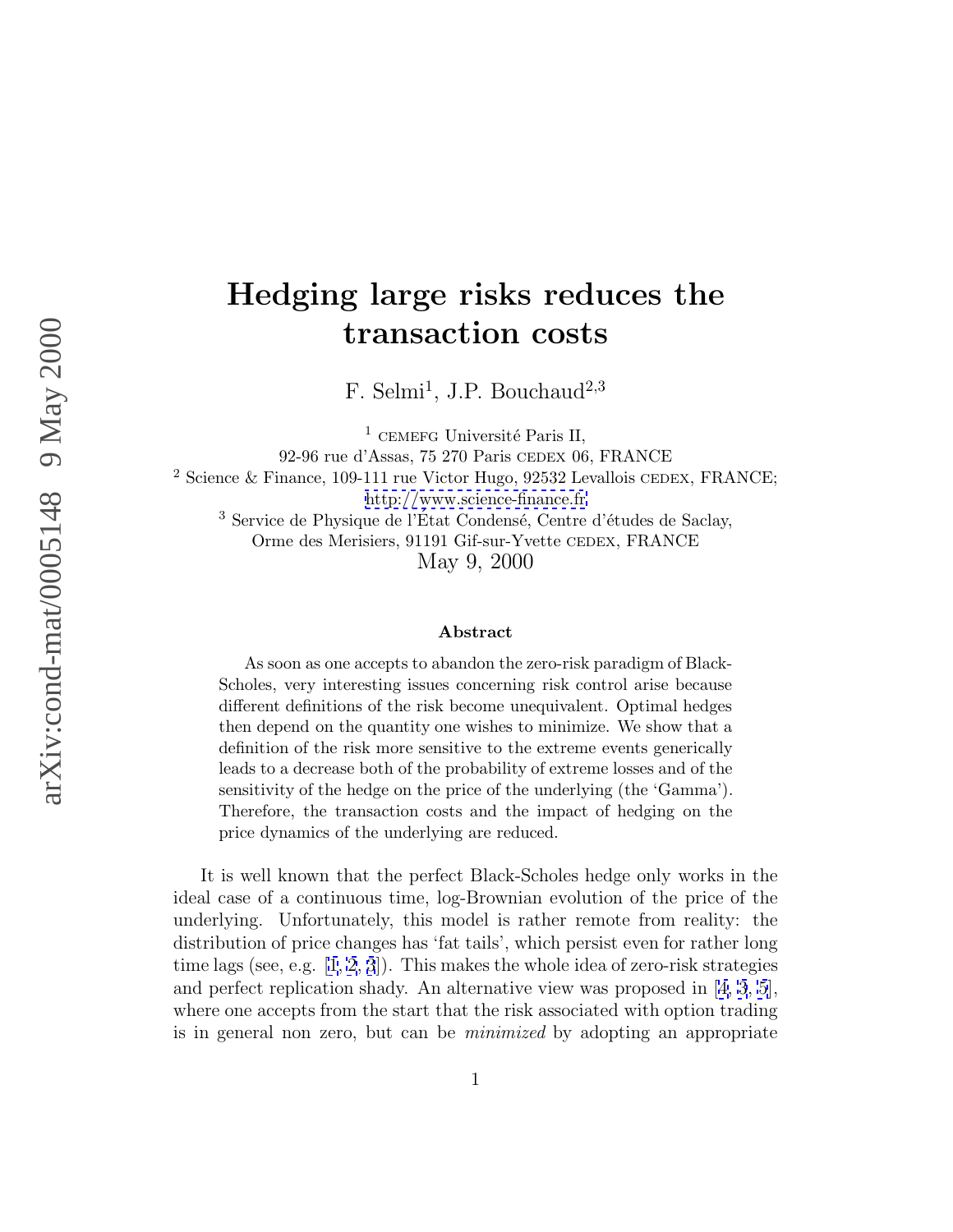# Hedging large risks reduces the transaction costs

F. Selmi[1], J.P. Bouchaud[2,3]

[1] CEMEFG Université Paris II,
92-96 rue d'Assas, 75 270 Paris CEDEX 06, FRANCE

[2] Science & Finance, 109-111 rue Victor Hugo, 92532 Levallois CEDEX, FRANCE;
http://www.science-finance.fr

[3] Service de Physique de l'État Condensé, Centre d'études de Saclay,
Orme des Merisiers, 91191 Gif-sur-Yvette CEDEX, FRANCE

May 9, 2000

### Abstract

As soon as one accepts to abandon the zero-risk paradigm of Black-Scholes, very interesting issues concerning risk control arise because different definitions of the risk become unequivalent. Optimal hedges then depend on the quantity one wishes to minimize. We show that a definition of the risk more sensitive to the extreme events generically leads to a decrease both of the probability of extreme losses and of the sensitivity of the hedge on the price of the underlying (the 'Gamma'). Therefore, the transaction costs and the impact of hedging on the price dynamics of the underlying are reduced.

It is well known that the perfect Black-Scholes hedge only works in the ideal case of a continuous time, log-Brownian evolution of the price of the underlying. Unfortunately, this model is rather remote from reality: the distribution of price changes has 'fat tails', which persist even for rather long time lags (see, e.g. [1, 2, 3]). This makes the whole idea of zero-risk strategies and perfect replication shady. An alternative view was proposed in [4, 3, 5], where one accepts from the start that the risk associated with option trading is in general non zero, but can be *minimized* by adopting an appropriate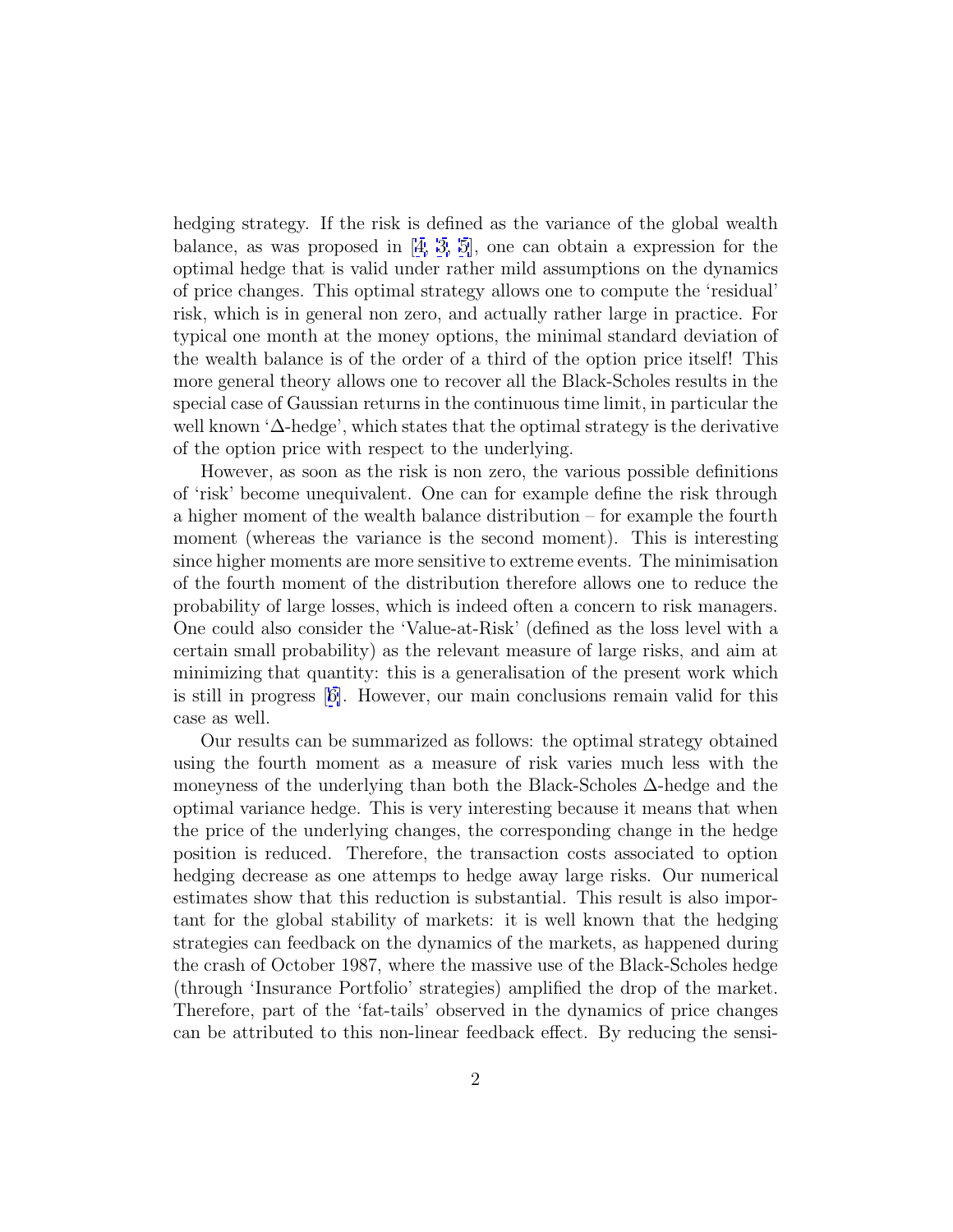hedging strategy. If the risk is defined as the variance of the global wealth balance, as was proposed in [4, 3, 5], one can obtain a expression for the optimal hedge that is valid under rather mild assumptions on the dynamics of price changes. This optimal strategy allows one to compute the 'residual' risk, which is in general non zero, and actually rather large in practice. For typical one month at the money options, the minimal standard deviation of the wealth balance is of the order of a third of the option price itself! This more general theory allows one to recover all the Black-Scholes results in the special case of Gaussian returns in the continuous time limit, in particular the well known '$\Delta$-hedge', which states that the optimal strategy is the derivative of the option price with respect to the underlying.

However, as soon as the risk is non zero, the various possible definitions of 'risk' become unequivalent. One can for example define the risk through a higher moment of the wealth balance distribution – for example the fourth moment (whereas the variance is the second moment). This is interesting since higher moments are more sensitive to extreme events. The minimisation of the fourth moment of the distribution therefore allows one to reduce the probability of large losses, which is indeed often a concern to risk managers. One could also consider the 'Value-at-Risk' (defined as the loss level with a certain small probability) as the relevant measure of large risks, and aim at minimizing that quantity: this is a generalisation of the present work which is still in progress [6]. However, our main conclusions remain valid for this case as well.

Our results can be summarized as follows: the optimal strategy obtained using the fourth moment as a measure of risk varies much less with the moneyness of the underlying than both the Black-Scholes $\Delta$-hedge and the optimal variance hedge. This is very interesting because it means that when the price of the underlying changes, the corresponding change in the hedge position is reduced. Therefore, the transaction costs associated to option hedging decrease as one attemps to hedge away large risks. Our numerical estimates show that this reduction is substantial. This result is also important for the global stability of markets: it is well known that the hedging strategies can feedback on the dynamics of the markets, as happened during the crash of October 1987, where the massive use of the Black-Scholes hedge (through 'Insurance Portfolio' strategies) amplified the drop of the market. Therefore, part of the 'fat-tails' observed in the dynamics of price changes can be attributed to this non-linear feedback effect. By reducing the sensi-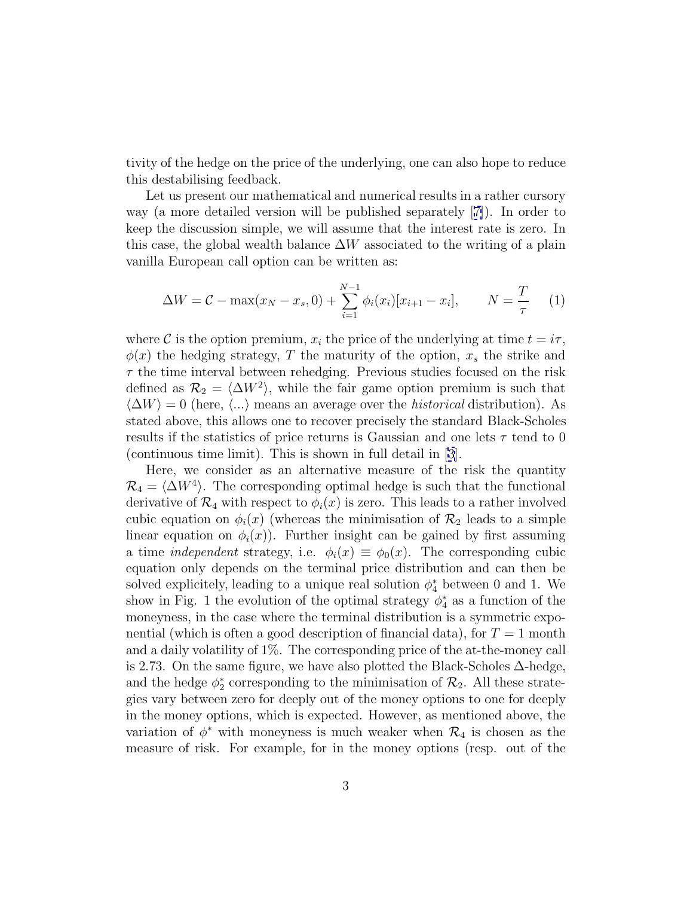tivity of the hedge on the price of the underlying, one can also hope to reduce this destabilising feedback.

Let us present our mathematical and numerical results in a rather cursory way (a more detailed version will be published separately [7]). In order to keep the discussion simple, we will assume that the interest rate is zero. In this case, the global wealth balance $\Delta W$ associated to the writing of a plain vanilla European call option can be written as:

$$\Delta W = \mathcal{C} - \max(x_N - x_s, 0) + \sum_{i=1}^{N-1} \phi_i(x_i)[x_{i+1} - x_i], \qquad N = \frac{T}{\tau} \quad (1)$$

where $\mathcal{C}$ is the option premium, $x_i$ the price of the underlying at time $t = i\tau$, $\phi(x)$ the hedging strategy, $T$ the maturity of the option, $x_s$ the strike and $\tau$ the time interval between rehedging. Previous studies focused on the risk defined as $\mathcal{R}_2 = \langle \Delta W^2 \rangle$, while the fair game option premium is such that $\langle \Delta W \rangle = 0$ (here, $\langle ... \rangle$ means an average over the *historical* distribution). As stated above, this allows one to recover precisely the standard Black-Scholes results if the statistics of price returns is Gaussian and one lets $\tau$ tend to 0 (continuous time limit). This is shown in full detail in [3].

Here, we consider as an alternative measure of the risk the quantity $\mathcal{R}_4 = \langle \Delta W^4 \rangle$. The corresponding optimal hedge is such that the functional derivative of $\mathcal{R}_4$ with respect to $\phi_i(x)$ is zero. This leads to a rather involved cubic equation on $\phi_i(x)$ (whereas the minimisation of $\mathcal{R}_2$ leads to a simple linear equation on $\phi_i(x)$). Further insight can be gained by first assuming a time *independent* strategy, i.e. $\phi_i(x) \equiv \phi_0(x)$. The corresponding cubic equation only depends on the terminal price distribution and can then be solved explicitely, leading to a unique real solution $\phi_4^*$ between 0 and 1. We show in Fig. 1 the evolution of the optimal strategy $\phi_4^*$ as a function of the moneyness, in the case where the terminal distribution is a symmetric exponential (which is often a good description of financial data), for $T = 1$ month and a daily volatility of 1%. The corresponding price of the at-the-money call is 2.73. On the same figure, we have also plotted the Black-Scholes $\Delta$-hedge, and the hedge $\phi_2^*$ corresponding to the minimisation of $\mathcal{R}_2$. All these strategies vary between zero for deeply out of the money options to one for deeply in the money options, which is expected. However, as mentioned above, the variation of $\phi^*$ with moneyness is much weaker when $\mathcal{R}_4$ is chosen as the measure of risk. For example, for in the money options (resp. out of the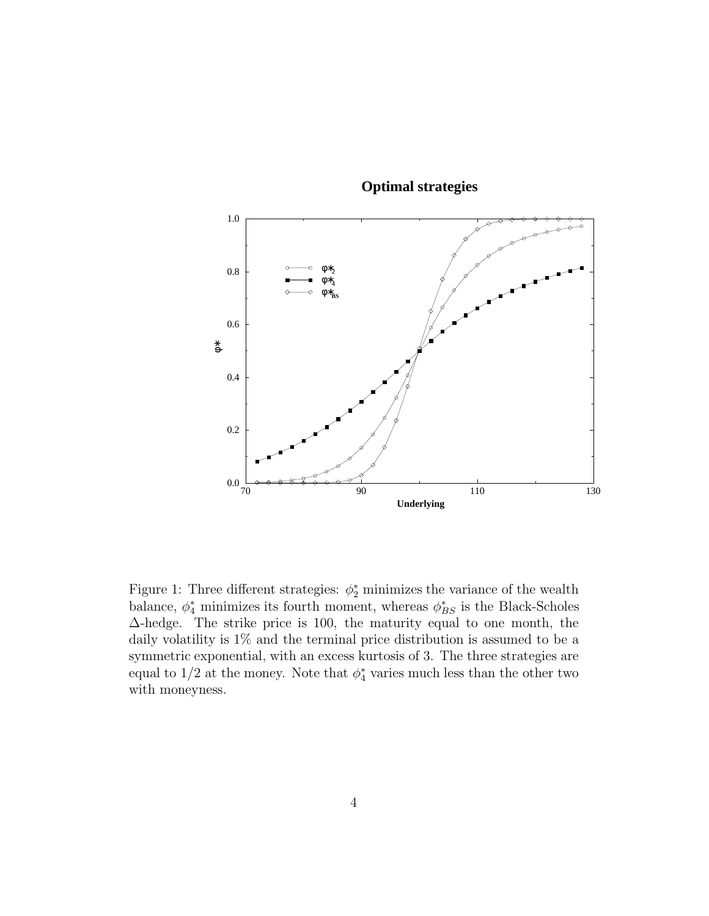**Optimal strategies**

Figure 1: Three different strategies: $\phi_2^*$ minimizes the variance of the wealth balance, $\phi_4^*$ minimizes its fourth moment, whereas $\phi_{BS}^*$ is the Black-Scholes $\Delta$-hedge. The strike price is 100, the maturity equal to one month, the daily volatility is 1% and the terminal price distribution is assumed to be a symmetric exponential, with an excess kurtosis of 3. The three strategies are equal to 1/2 at the money. Note that $\phi_4^*$ varies much less than the other two with moneyness.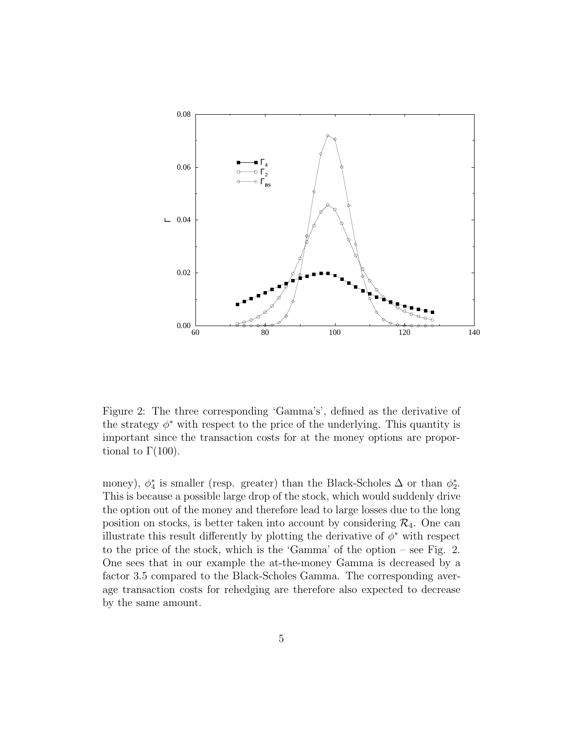Figure 2: The three corresponding 'Gamma's', defined as the derivative of the strategy $\phi^*$ with respect to the price of the underlying. This quantity is important since the transaction costs for at the money options are proportional to $\Gamma(100)$.

money), $\phi_4^*$ is smaller (resp. greater) than the Black-Scholes $\Delta$ or than $\phi_2^*$. This is because a possible large drop of the stock, which would suddenly drive the option out of the money and therefore lead to large losses due to the long position on stocks, is better taken into account by considering $\mathcal{R}_4$. One can illustrate this result differently by plotting the derivative of $\phi^*$ with respect to the price of the stock, which is the 'Gamma' of the option – see Fig. 2. One sees that in our example the at-the-money Gamma is decreased by a factor 3.5 compared to the Black-Scholes Gamma. The corresponding average transaction costs for rehedging are therefore also expected to decrease by the same amount.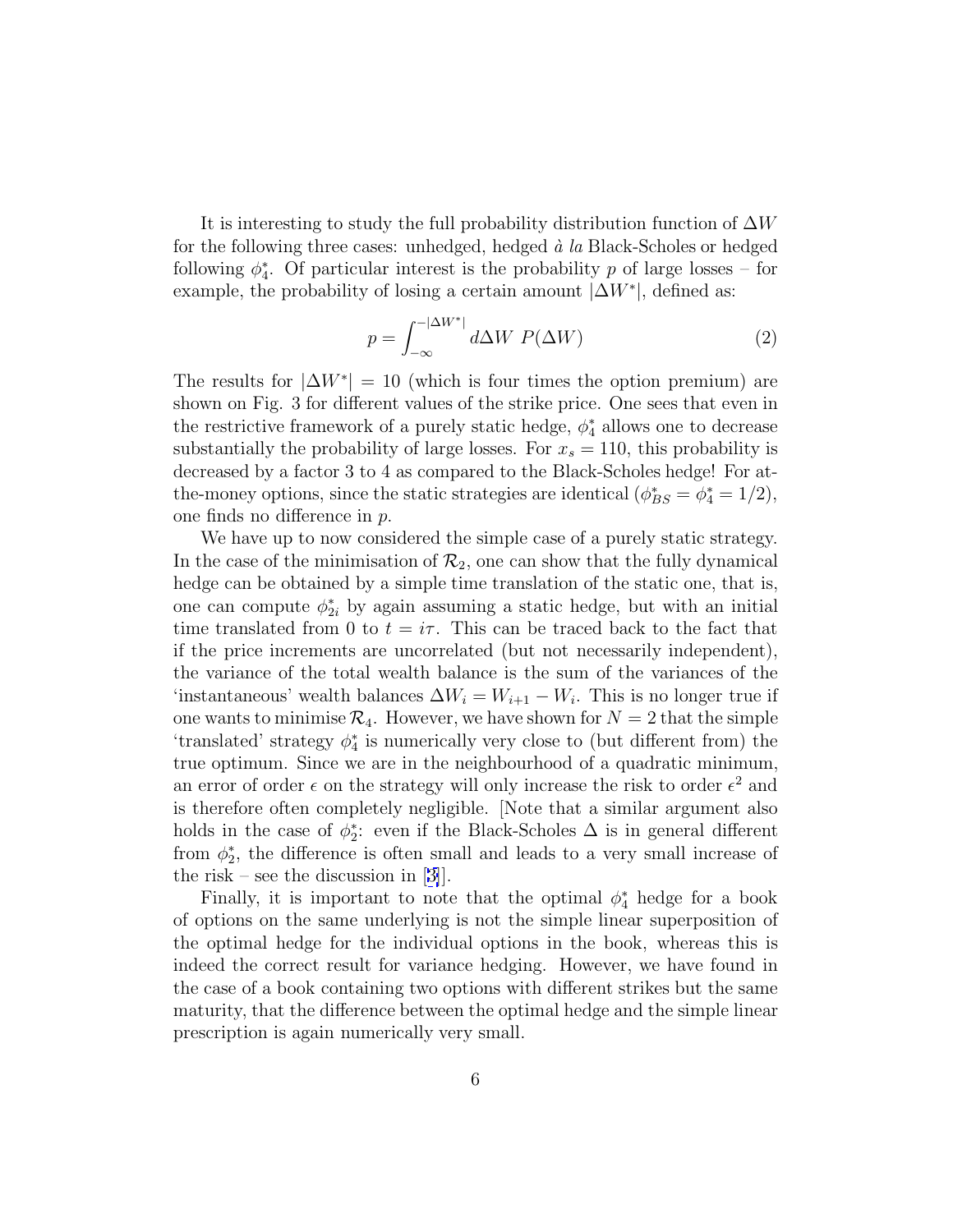It is interesting to study the full probability distribution function of $\Delta W$ for the following three cases: unhedged, hedged *à la* Black-Scholes or hedged following $\phi_4^*$. Of particular interest is the probability $p$ of large losses – for example, the probability of losing a certain amount $|\Delta W^*|$, defined as:

$$p = \int_{-\infty}^{-|\Delta W^*|} d\Delta W \; P(\Delta W) \tag{2}$$

The results for $|\Delta W^*| = 10$ (which is four times the option premium) are shown on Fig. 3 for different values of the strike price. One sees that even in the restrictive framework of a purely static hedge, $\phi_4^*$ allows one to decrease substantially the probability of large losses. For $x_s = 110$, this probability is decreased by a factor 3 to 4 as compared to the Black-Scholes hedge! For at-the-money options, since the static strategies are identical ($\phi_{BS}^* = \phi_4^* = 1/2$), one finds no difference in $p$.

We have up to now considered the simple case of a purely static strategy. In the case of the minimisation of $\mathcal{R}_2$, one can show that the fully dynamical hedge can be obtained by a simple time translation of the static one, that is, one can compute $\phi_{2i}^*$ by again assuming a static hedge, but with an initial time translated from 0 to $t = i\tau$. This can be traced back to the fact that if the price increments are uncorrelated (but not necessarily independent), the variance of the total wealth balance is the sum of the variances of the 'instantaneous' wealth balances $\Delta W_i = W_{i+1} - W_i$. This is no longer true if one wants to minimise $\mathcal{R}_4$. However, we have shown for $N = 2$ that the simple 'translated' strategy $\phi_4^*$ is numerically very close to (but different from) the true optimum. Since we are in the neighbourhood of a quadratic minimum, an error of order $\epsilon$ on the strategy will only increase the risk to order $\epsilon^2$ and is therefore often completely negligible. [Note that a similar argument also holds in the case of $\phi_2^*$: even if the Black-Scholes $\Delta$ is in general different from $\phi_2^*$, the difference is often small and leads to a very small increase of the risk – see the discussion in [3]].

Finally, it is important to note that the optimal $\phi_4^*$ hedge for a book of options on the same underlying is not the simple linear superposition of the optimal hedge for the individual options in the book, whereas this is indeed the correct result for variance hedging. However, we have found in the case of a book containing two options with different strikes but the same maturity, that the difference between the optimal hedge and the simple linear prescription is again numerically very small.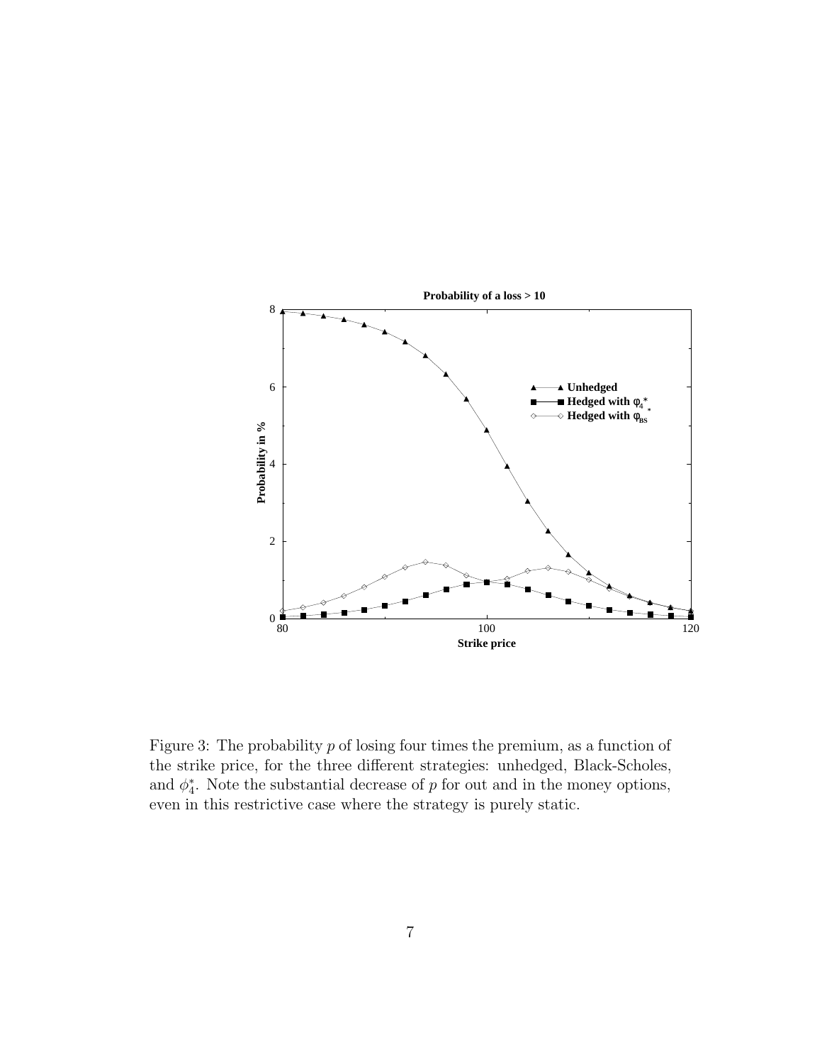Figure 3: The probability $p$ of losing four times the premium, as a function of the strike price, for the three different strategies: unhedged, Black-Scholes, and $\phi_4^*$. Note the substantial decrease of $p$ for out and in the money options, even in this restrictive case where the strategy is purely static.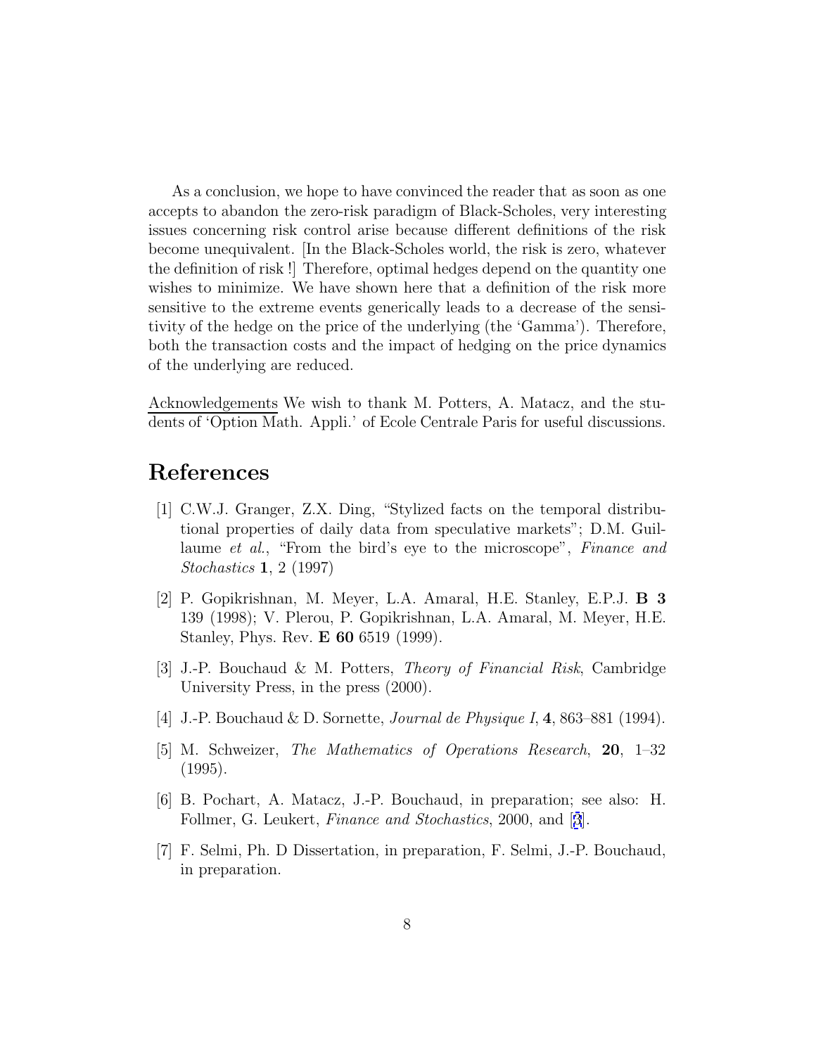As a conclusion, we hope to have convinced the reader that as soon as one accepts to abandon the zero-risk paradigm of Black-Scholes, very interesting issues concerning risk control arise because different definitions of the risk become unequivalent. [In the Black-Scholes world, the risk is zero, whatever the definition of risk !] Therefore, optimal hedges depend on the quantity one wishes to minimize. We have shown here that a definition of the risk more sensitive to the extreme events generically leads to a decrease of the sensitivity of the hedge on the price of the underlying (the 'Gamma'). Therefore, both the transaction costs and the impact of hedging on the price dynamics of the underlying are reduced.

Acknowledgements We wish to thank M. Potters, A. Matacz, and the students of 'Option Math. Appli.' of Ecole Centrale Paris for useful discussions.

# References

[1] C.W.J. Granger, Z.X. Ding, "Stylized facts on the temporal distributional properties of daily data from speculative markets"; D.M. Guillaume *et al.*, "From the bird's eye to the microscope", *Finance and Stochastics* **1**, 2 (1997)

[2] P. Gopikrishnan, M. Meyer, L.A. Amaral, H.E. Stanley, E.P.J. **B 3** 139 (1998); V. Plerou, P. Gopikrishnan, L.A. Amaral, M. Meyer, H.E. Stanley, Phys. Rev. **E 60** 6519 (1999).

[3] J.-P. Bouchaud & M. Potters, *Theory of Financial Risk*, Cambridge University Press, in the press (2000).

[4] J.-P. Bouchaud & D. Sornette, *Journal de Physique I*, **4**, 863–881 (1994).

[5] M. Schweizer, *The Mathematics of Operations Research*, **20**, 1–32 (1995).

[6] B. Pochart, A. Matacz, J.-P. Bouchaud, in preparation; see also: H. Follmer, G. Leukert, *Finance and Stochastics*, 2000, and [3].

[7] F. Selmi, Ph. D Dissertation, in preparation, F. Selmi, J.-P. Bouchaud, in preparation.